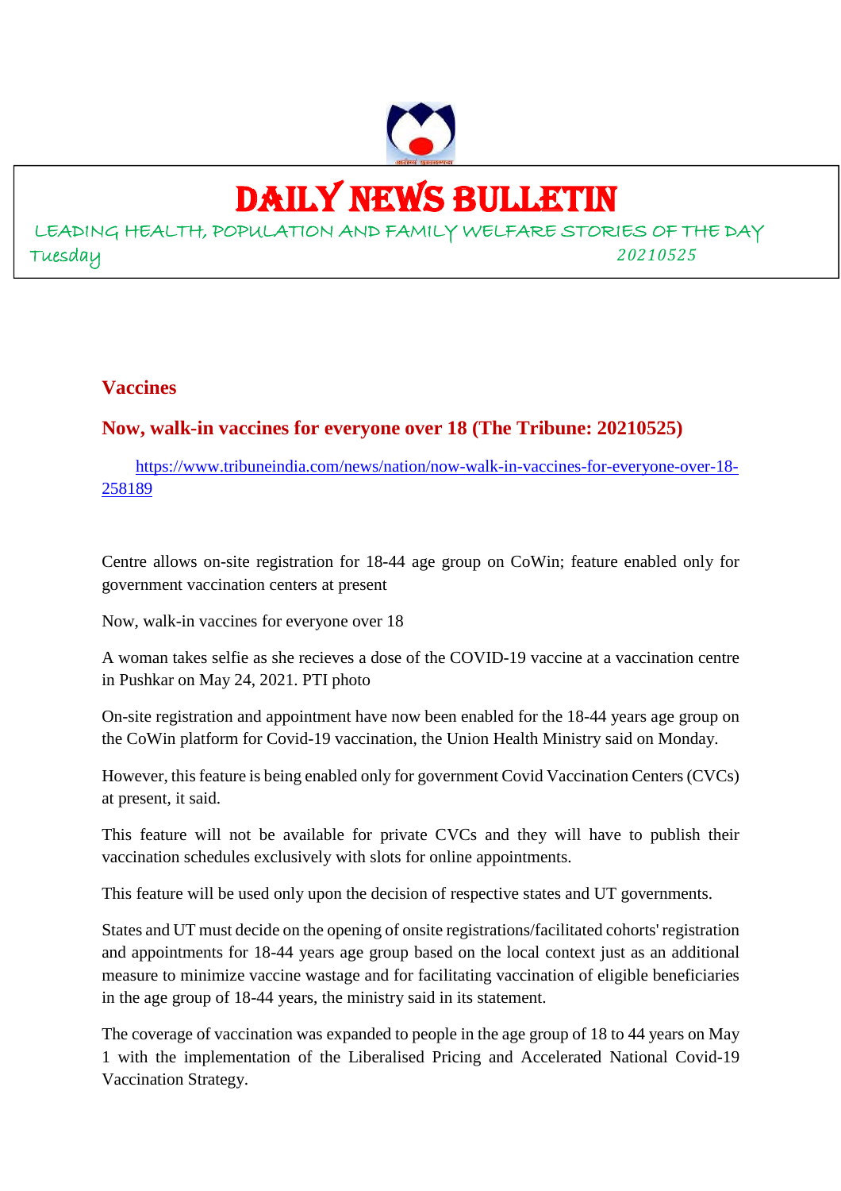# DAILY NEWS BULLETIN

LEADING HEALTH, POPULATION AND FAMILY WELFARE STORIES OF THE DAY

Tuesday 20210525

## Vaccines

### Now, walk-in vaccines for everyone over 18 (The Tribune: 20210525)

https://www.tribuneindia.com/news/nation/now-walk-in-vaccines-for-everyone-over-18-258189

Centre allows on-site registration for 18-44 age group on CoWin; feature enabled only for government vaccination centers at present

Now, walk-in vaccines for everyone over 18

A woman takes selfie as she recieves a dose of the COVID-19 vaccine at a vaccination centre in Pushkar on May 24, 2021. PTI photo

On-site registration and appointment have now been enabled for the 18-44 years age group on the CoWin platform for Covid-19 vaccination, the Union Health Ministry said on Monday.

However, this feature is being enabled only for government Covid Vaccination Centers (CVCs) at present, it said.

This feature will not be available for private CVCs and they will have to publish their vaccination schedules exclusively with slots for online appointments.

This feature will be used only upon the decision of respective states and UT governments.

States and UT must decide on the opening of onsite registrations/facilitated cohorts' registration and appointments for 18-44 years age group based on the local context just as an additional measure to minimize vaccine wastage and for facilitating vaccination of eligible beneficiaries in the age group of 18-44 years, the ministry said in its statement.

The coverage of vaccination was expanded to people in the age group of 18 to 44 years on May 1 with the implementation of the Liberalised Pricing and Accelerated National Covid-19 Vaccination Strategy.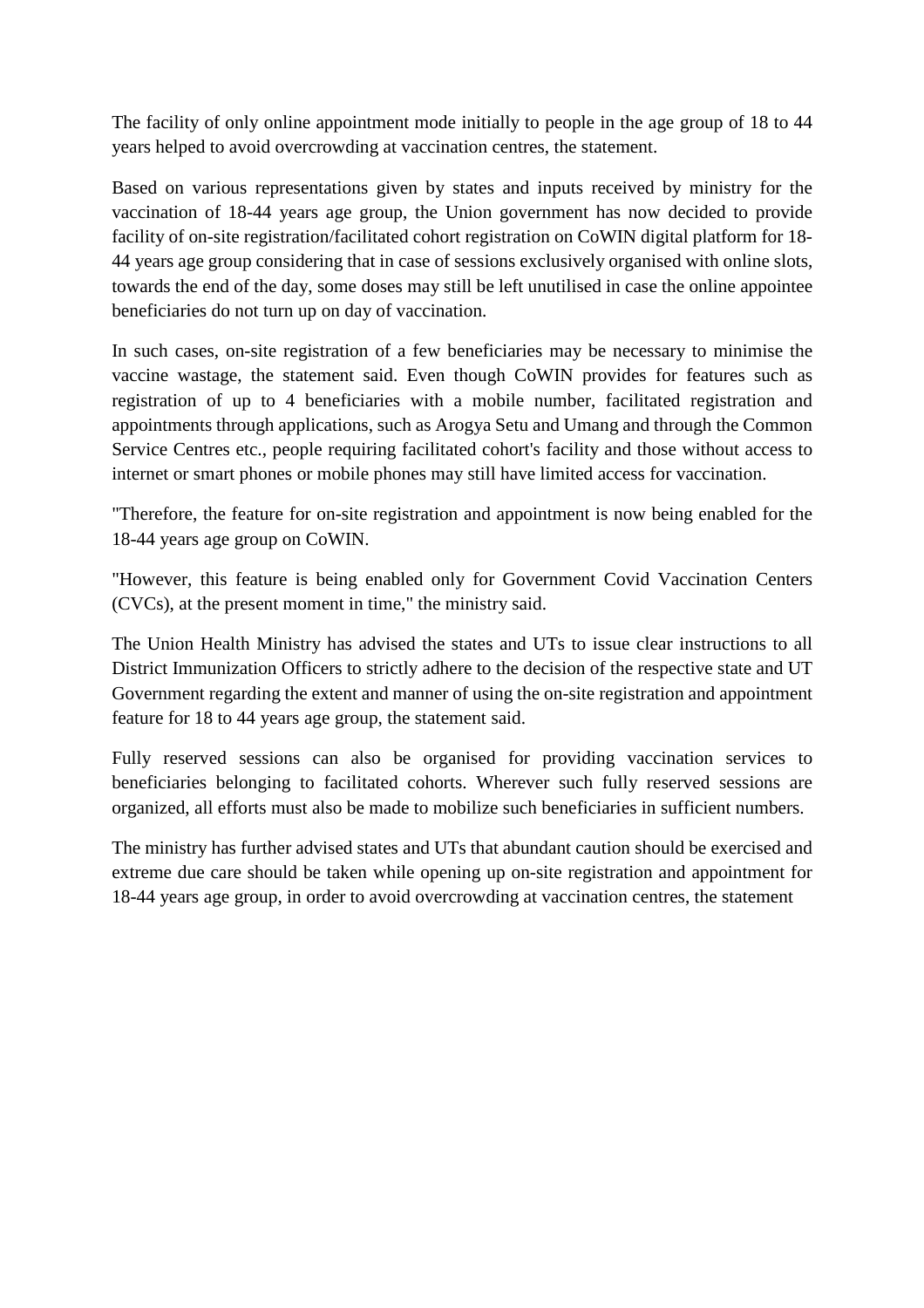The facility of only online appointment mode initially to people in the age group of 18 to 44 years helped to avoid overcrowding at vaccination centres, the statement.

Based on various representations given by states and inputs received by ministry for the vaccination of 18-44 years age group, the Union government has now decided to provide facility of on-site registration/facilitated cohort registration on CoWIN digital platform for 18-44 years age group considering that in case of sessions exclusively organised with online slots, towards the end of the day, some doses may still be left unutilised in case the online appointee beneficiaries do not turn up on day of vaccination.

In such cases, on-site registration of a few beneficiaries may be necessary to minimise the vaccine wastage, the statement said. Even though CoWIN provides for features such as registration of up to 4 beneficiaries with a mobile number, facilitated registration and appointments through applications, such as Arogya Setu and Umang and through the Common Service Centres etc., people requiring facilitated cohort's facility and those without access to internet or smart phones or mobile phones may still have limited access for vaccination.

"Therefore, the feature for on-site registration and appointment is now being enabled for the 18-44 years age group on CoWIN.

"However, this feature is being enabled only for Government Covid Vaccination Centers (CVCs), at the present moment in time," the ministry said.

The Union Health Ministry has advised the states and UTs to issue clear instructions to all District Immunization Officers to strictly adhere to the decision of the respective state and UT Government regarding the extent and manner of using the on-site registration and appointment feature for 18 to 44 years age group, the statement said.

Fully reserved sessions can also be organised for providing vaccination services to beneficiaries belonging to facilitated cohorts. Wherever such fully reserved sessions are organized, all efforts must also be made to mobilize such beneficiaries in sufficient numbers.

The ministry has further advised states and UTs that abundant caution should be exercised and extreme due care should be taken while opening up on-site registration and appointment for 18-44 years age group, in order to avoid overcrowding at vaccination centres, the statement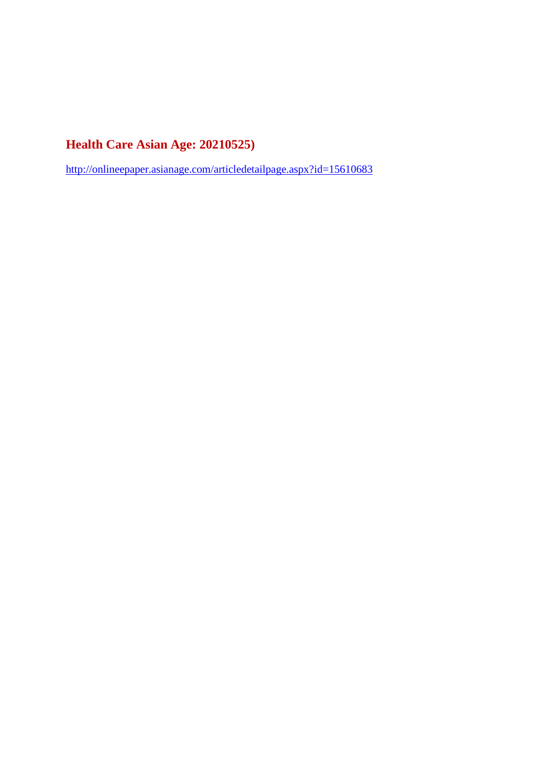**Health Care Asian Age: 20210525)**

http://onlineepaper.asianage.com/articledetailpage.aspx?id=15610683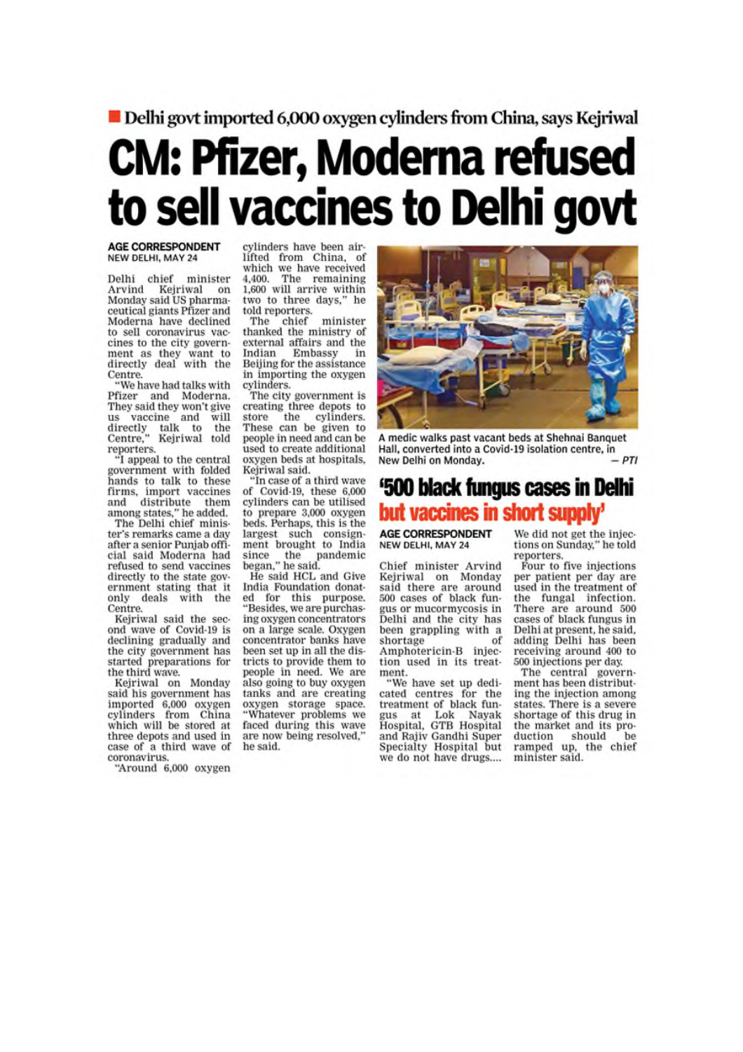■ Delhi govt imported 6,000 oxygen cylinders from China, says Kejriwal

# CM: Pfizer, Moderna refused to sell vaccines to Delhi govt

**AGE CORRESPONDENT**
**NEW DELHI, MAY 24**

Delhi chief minister Arvind Kejriwal on Monday said US pharmaceutical giants Pfizer and Moderna have declined to sell coronavirus vaccines to the city government as they want to directly deal with the Centre.

"We have had talks with Pfizer and Moderna. They said they won't give us vaccine and will directly talk to the Centre," Kejriwal told reporters.

"I appeal to the central government with folded hands to talk to these firms, import vaccines and distribute them among states," he added.

The Delhi chief minister's remarks came a day after a senior Punjab official said Moderna had refused to send vaccines directly to the state government stating that it only deals with the Centre.

Kejriwal said the second wave of Covid-19 is declining gradually and the city government has started preparations for the third wave.

Kejriwal on Monday said his government has imported 6,000 oxygen cylinders from China which will be stored at three depots and used in case of a third wave of coronavirus.

"Around 6,000 oxygen cylinders have been airlifted from China, of which we have received 4,400. The remaining 1,600 will arrive within two to three days," he told reporters.

The chief minister thanked the ministry of external affairs and the Indian Embassy in Beijing for the assistance in importing the oxygen cylinders.

The city government is creating three depots to store the cylinders. These can be given to people in need and can be used to create additional oxygen beds at hospitals, Kejriwal said.

"In case of a third wave of Covid-19, these 6,000 cylinders can be utilised to prepare 3,000 oxygen beds. Perhaps, this is the largest such consignment brought to India since the pandemic began," he said.

He said HCL and Give India Foundation donated for this purpose. "Besides, we are purchasing oxygen concentrators on a large scale. Oxygen concentrator banks have been set up in all the districts to provide them to people in need. We are also going to buy oxygen tanks and are creating oxygen storage space. "Whatever problems we faced during this wave are now being resolved," he said.

A medic walks past vacant beds at Shehnai Banquet Hall, converted into a Covid-19 isolation centre, in New Delhi on Monday. — PTI

## '500 black fungus cases in Delhi but vaccines in short supply'

**AGE CORRESPONDENT**
**NEW DELHI, MAY 24**

Chief minister Arvind Kejriwal on Monday said there are around 500 cases of black fungus or mucormycosis in Delhi and the city has been grappling with a shortage of Amphotericin-B injection used in its treatment.

"We have set up dedicated centres for the treatment of black fungus at Lok Nayak Hospital, GTB Hospital and Rajiv Gandhi Super Specialty Hospital but we do not have drugs.... We did not get the injections on Sunday," he told reporters.

Four to five injections per patient per day are used in the treatment of the fungal infection. There are around 500 cases of black fungus in Delhi at present, he said, adding Delhi has been receiving around 400 to 500 injections per day.

The central government has been distributing the injection among states. There is a severe shortage of this drug in the market and its production should be ramped up, the chief minister said.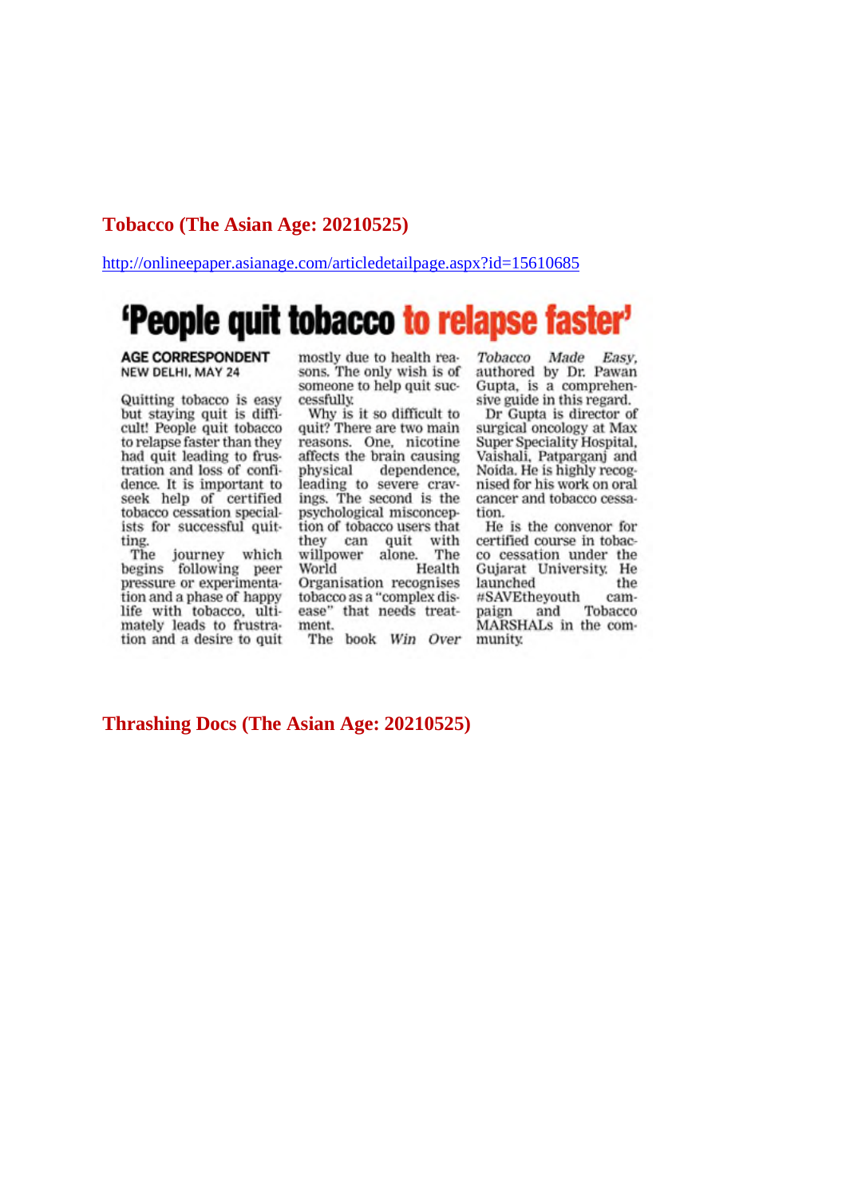## Tobacco (The Asian Age: 20210525)

http://onlineepaper.asianage.com/articledetailpage.aspx?id=15610685

# 'People quit tobacco to relapse faster'

**AGE CORRESPONDENT**
NEW DELHI, MAY 24

Quitting tobacco is easy but staying quit is difficult! People quit tobacco to relapse faster than they had quit leading to frustration and loss of confidence. It is important to seek help of certified tobacco cessation specialists for successful quitting.

The journey which begins following peer pressure or experimentation and a phase of happy life with tobacco, ultimately leads to frustration and a desire to quit mostly due to health reasons. The only wish is of someone to help quit successfully.

Why is it so difficult to quit? There are two main reasons. One, nicotine affects the brain causing physical dependence, leading to severe cravings. The second is the psychological misconception of tobacco users that they can quit with willpower alone. The World Health Organisation recognises tobacco as a "complex disease" that needs treatment.

The book *Win Over Tobacco Made Easy*, authored by Dr. Pawan Gupta, is a comprehensive guide in this regard.

Dr Gupta is director of surgical oncology at Max Super Speciality Hospital, Vaishali, Patparganj and Noida. He is highly recognised for his work on oral cancer and tobacco cessation.

He is the convenor for certified course in tobacco cessation under the Gujarat University. He launched the #SAVEtheyouth campaign and Tobacco MARSHALs in the community.

## Thrashing Docs (The Asian Age: 20210525)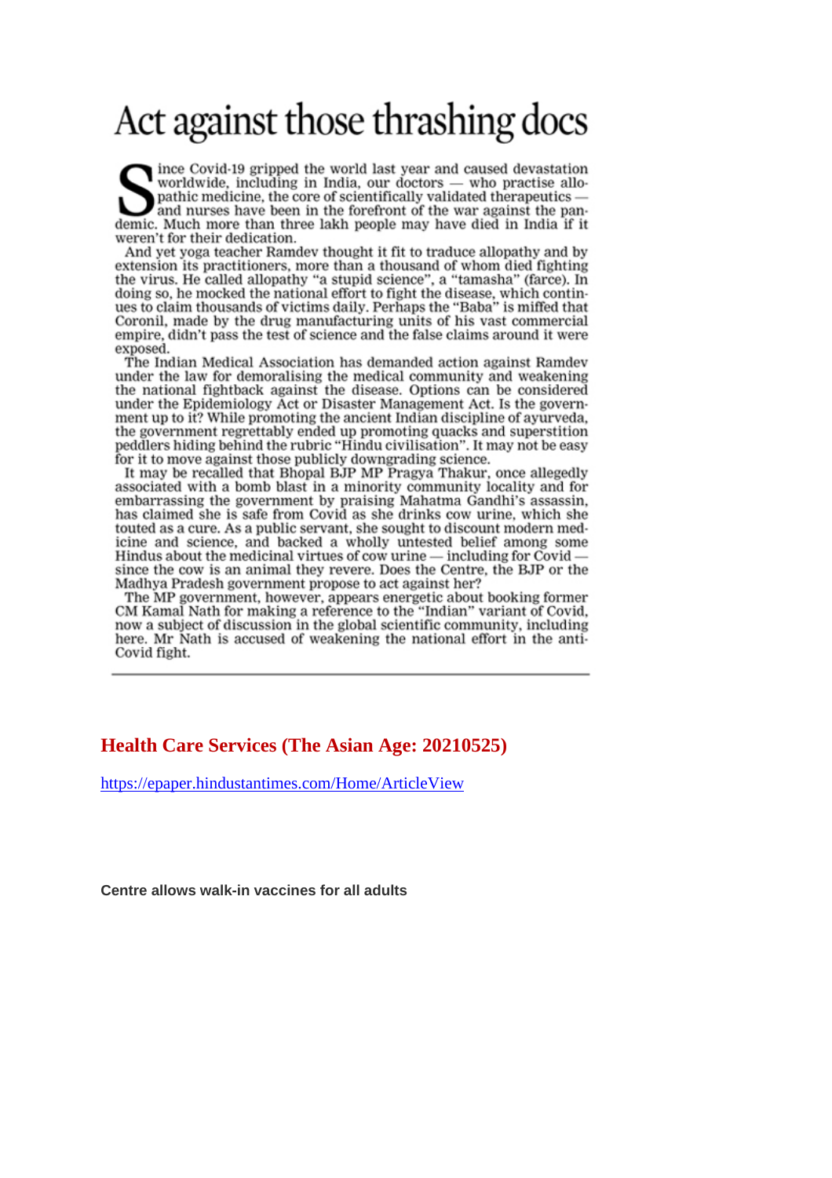# Act against those thrashing docs

Since Covid-19 gripped the world last year and caused devastation worldwide, including in India, our doctors — who practise allopathic medicine, the core of scientifically validated therapeutics — and nurses have been in the forefront of the war against the pandemic. Much more than three lakh people may have died in India if it weren't for their dedication.

And yet yoga teacher Ramdev thought it fit to traduce allopathy and by extension its practitioners, more than a thousand of whom died fighting the virus. He called allopathy "a stupid science", a "tamasha" (farce). In doing so, he mocked the national effort to fight the disease, which continues to claim thousands of victims daily. Perhaps the "Baba" is miffed that Coronil, made by the drug manufacturing units of his vast commercial empire, didn't pass the test of science and the false claims around it were exposed.

The Indian Medical Association has demanded action against Ramdev under the law for demoralising the medical community and weakening the national fightback against the disease. Options can be considered under the Epidemiology Act or Disaster Management Act. Is the government up to it? While promoting the ancient Indian discipline of ayurveda, the government regrettably ended up promoting quacks and superstition peddlers hiding behind the rubric "Hindu civilisation". It may not be easy for it to move against those publicly downgrading science.

It may be recalled that Bhopal BJP MP Pragya Thakur, once allegedly associated with a bomb blast in a minority community locality and for embarrassing the government by praising Mahatma Gandhi's assassin, has claimed she is safe from Covid as she drinks cow urine, which she touted as a cure. As a public servant, she sought to discount modern medicine and science, and backed a wholly untested belief among some Hindus about the medicinal virtues of cow urine — including for Covid — since the cow is an animal they revere. Does the Centre, the BJP or the Madhya Pradesh government propose to act against her?

The MP government, however, appears energetic about booking former CM Kamal Nath for making a reference to the "Indian" variant of Covid, now a subject of discussion in the global scientific community, including here. Mr Nath is accused of weakening the national effort in the anti-Covid fight.

## Health Care Services (The Asian Age: 20210525)

https://epaper.hindustantimes.com/Home/ArticleView

**Centre allows walk-in vaccines for all adults**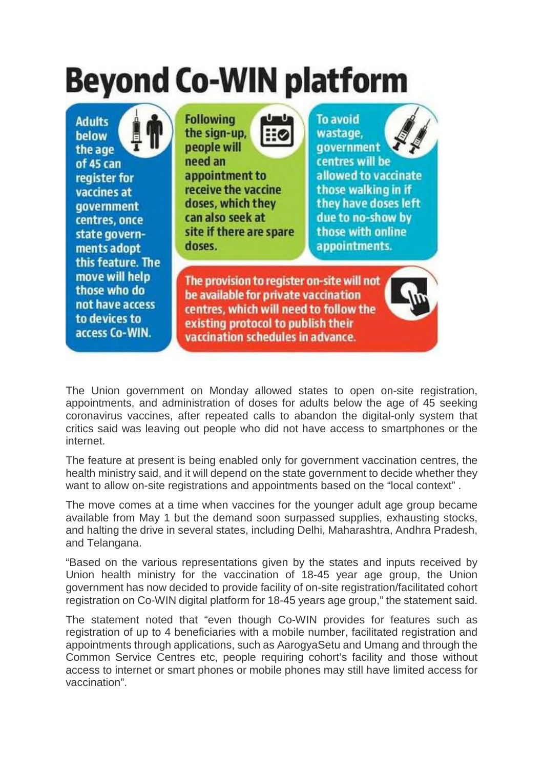# Beyond Co-WIN platform

Adults below the age of 45 can register for vaccines at government centres, once state governments adopt this feature. The move will help those who do not have access to devices to access Co-WIN.

Following the sign-up, people will need an appointment to receive the vaccine doses, which they can also seek at site if there are spare doses.

To avoid wastage, government centres will be allowed to vaccinate those walking in if they have doses left due to no-show by those with online appointments.

The provision to register on-site will not be available for private vaccination centres, which will need to follow the existing protocol to publish their vaccination schedules in advance.

The Union government on Monday allowed states to open on-site registration, appointments, and administration of doses for adults below the age of 45 seeking coronavirus vaccines, after repeated calls to abandon the digital-only system that critics said was leaving out people who did not have access to smartphones or the internet.

The feature at present is being enabled only for government vaccination centres, the health ministry said, and it will depend on the state government to decide whether they want to allow on-site registrations and appointments based on the "local context" .

The move comes at a time when vaccines for the younger adult age group became available from May 1 but the demand soon surpassed supplies, exhausting stocks, and halting the drive in several states, including Delhi, Maharashtra, Andhra Pradesh, and Telangana.

"Based on the various representations given by the states and inputs received by Union health ministry for the vaccination of 18-45 year age group, the Union government has now decided to provide facility of on-site registration/facilitated cohort registration on Co-WIN digital platform for 18-45 years age group," the statement said.

The statement noted that "even though Co-WIN provides for features such as registration of up to 4 beneficiaries with a mobile number, facilitated registration and appointments through applications, such as AarogyaSetu and Umang and through the Common Service Centres etc, people requiring cohort's facility and those without access to internet or smart phones or mobile phones may still have limited access for vaccination".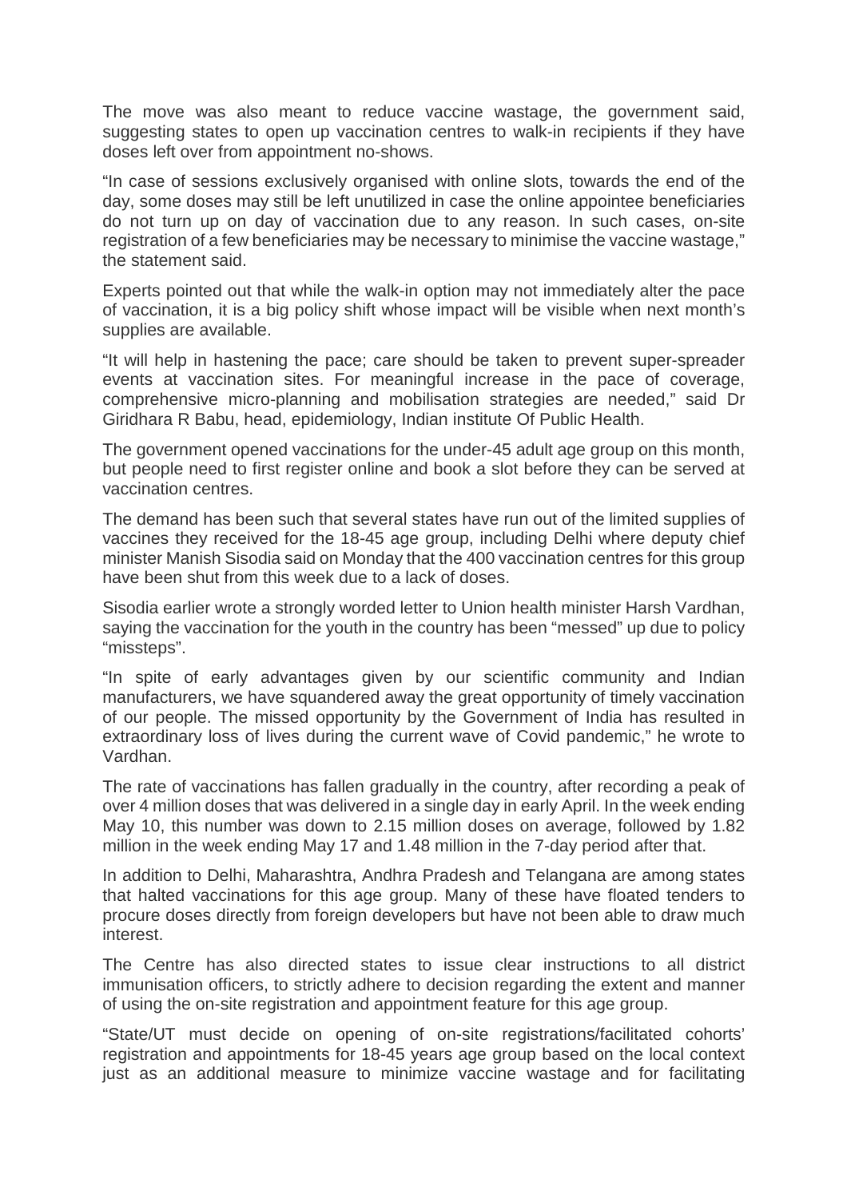The move was also meant to reduce vaccine wastage, the government said, suggesting states to open up vaccination centres to walk-in recipients if they have doses left over from appointment no-shows.

"In case of sessions exclusively organised with online slots, towards the end of the day, some doses may still be left unutilized in case the online appointee beneficiaries do not turn up on day of vaccination due to any reason. In such cases, on-site registration of a few beneficiaries may be necessary to minimise the vaccine wastage," the statement said.

Experts pointed out that while the walk-in option may not immediately alter the pace of vaccination, it is a big policy shift whose impact will be visible when next month's supplies are available.

"It will help in hastening the pace; care should be taken to prevent super-spreader events at vaccination sites. For meaningful increase in the pace of coverage, comprehensive micro-planning and mobilisation strategies are needed," said Dr Giridhara R Babu, head, epidemiology, Indian institute Of Public Health.

The government opened vaccinations for the under-45 adult age group on this month, but people need to first register online and book a slot before they can be served at vaccination centres.

The demand has been such that several states have run out of the limited supplies of vaccines they received for the 18-45 age group, including Delhi where deputy chief minister Manish Sisodia said on Monday that the 400 vaccination centres for this group have been shut from this week due to a lack of doses.

Sisodia earlier wrote a strongly worded letter to Union health minister Harsh Vardhan, saying the vaccination for the youth in the country has been "messed" up due to policy "missteps".

"In spite of early advantages given by our scientific community and Indian manufacturers, we have squandered away the great opportunity of timely vaccination of our people. The missed opportunity by the Government of India has resulted in extraordinary loss of lives during the current wave of Covid pandemic," he wrote to Vardhan.

The rate of vaccinations has fallen gradually in the country, after recording a peak of over 4 million doses that was delivered in a single day in early April. In the week ending May 10, this number was down to 2.15 million doses on average, followed by 1.82 million in the week ending May 17 and 1.48 million in the 7-day period after that.

In addition to Delhi, Maharashtra, Andhra Pradesh and Telangana are among states that halted vaccinations for this age group. Many of these have floated tenders to procure doses directly from foreign developers but have not been able to draw much interest.

The Centre has also directed states to issue clear instructions to all district immunisation officers, to strictly adhere to decision regarding the extent and manner of using the on-site registration and appointment feature for this age group.

"State/UT must decide on opening of on-site registrations/facilitated cohorts' registration and appointments for 18-45 years age group based on the local context just as an additional measure to minimize vaccine wastage and for facilitating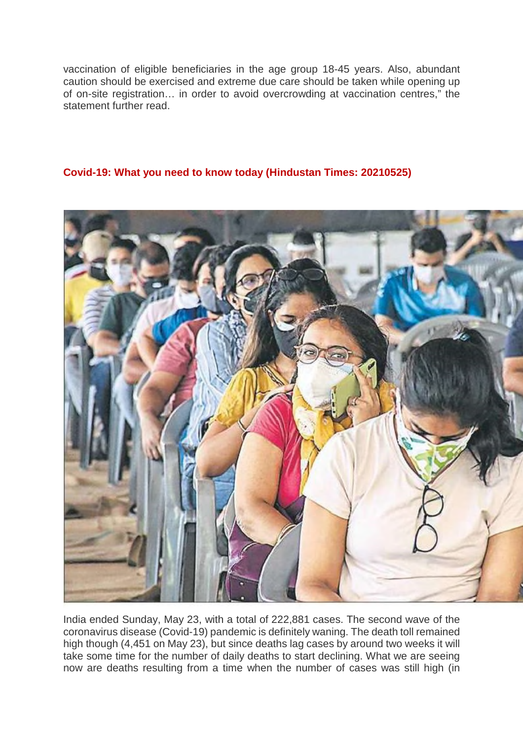vaccination of eligible beneficiaries in the age group 18-45 years. Also, abundant caution should be exercised and extreme due care should be taken while opening up of on-site registration… in order to avoid overcrowding at vaccination centres," the statement further read.

## Covid-19: What you need to know today (Hindustan Times: 20210525)

India ended Sunday, May 23, with a total of 222,881 cases. The second wave of the coronavirus disease (Covid-19) pandemic is definitely waning. The death toll remained high though (4,451 on May 23), but since deaths lag cases by around two weeks it will take some time for the number of daily deaths to start declining. What we are seeing now are deaths resulting from a time when the number of cases was still high (in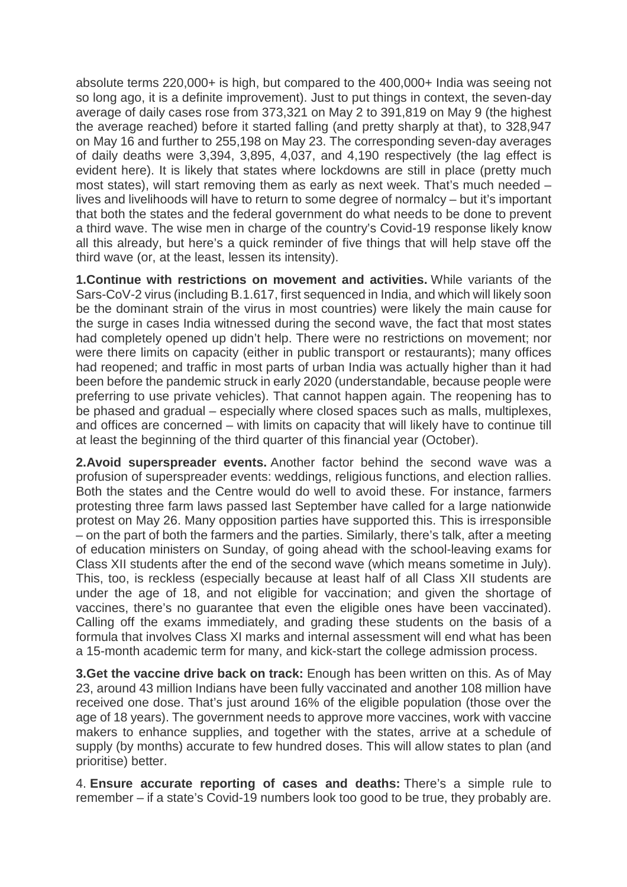absolute terms 220,000+ is high, but compared to the 400,000+ India was seeing not so long ago, it is a definite improvement). Just to put things in context, the seven-day average of daily cases rose from 373,321 on May 2 to 391,819 on May 9 (the highest the average reached) before it started falling (and pretty sharply at that), to 328,947 on May 16 and further to 255,198 on May 23. The corresponding seven-day averages of daily deaths were 3,394, 3,895, 4,037, and 4,190 respectively (the lag effect is evident here). It is likely that states where lockdowns are still in place (pretty much most states), will start removing them as early as next week. That's much needed – lives and livelihoods will have to return to some degree of normalcy – but it's important that both the states and the federal government do what needs to be done to prevent a third wave. The wise men in charge of the country's Covid-19 response likely know all this already, but here's a quick reminder of five things that will help stave off the third wave (or, at the least, lessen its intensity).

**1.Continue with restrictions on movement and activities.** While variants of the Sars-CoV-2 virus (including B.1.617, first sequenced in India, and which will likely soon be the dominant strain of the virus in most countries) were likely the main cause for the surge in cases India witnessed during the second wave, the fact that most states had completely opened up didn't help. There were no restrictions on movement; nor were there limits on capacity (either in public transport or restaurants); many offices had reopened; and traffic in most parts of urban India was actually higher than it had been before the pandemic struck in early 2020 (understandable, because people were preferring to use private vehicles). That cannot happen again. The reopening has to be phased and gradual – especially where closed spaces such as malls, multiplexes, and offices are concerned – with limits on capacity that will likely have to continue till at least the beginning of the third quarter of this financial year (October).

**2.Avoid superspreader events.** Another factor behind the second wave was a profusion of superspreader events: weddings, religious functions, and election rallies. Both the states and the Centre would do well to avoid these. For instance, farmers protesting three farm laws passed last September have called for a large nationwide protest on May 26. Many opposition parties have supported this. This is irresponsible – on the part of both the farmers and the parties. Similarly, there's talk, after a meeting of education ministers on Sunday, of going ahead with the school-leaving exams for Class XII students after the end of the second wave (which means sometime in July). This, too, is reckless (especially because at least half of all Class XII students are under the age of 18, and not eligible for vaccination; and given the shortage of vaccines, there's no guarantee that even the eligible ones have been vaccinated). Calling off the exams immediately, and grading these students on the basis of a formula that involves Class XI marks and internal assessment will end what has been a 15-month academic term for many, and kick-start the college admission process.

**3.Get the vaccine drive back on track:** Enough has been written on this. As of May 23, around 43 million Indians have been fully vaccinated and another 108 million have received one dose. That's just around 16% of the eligible population (those over the age of 18 years). The government needs to approve more vaccines, work with vaccine makers to enhance supplies, and together with the states, arrive at a schedule of supply (by months) accurate to few hundred doses. This will allow states to plan (and prioritise) better.

4. **Ensure accurate reporting of cases and deaths:** There's a simple rule to remember – if a state's Covid-19 numbers look too good to be true, they probably are.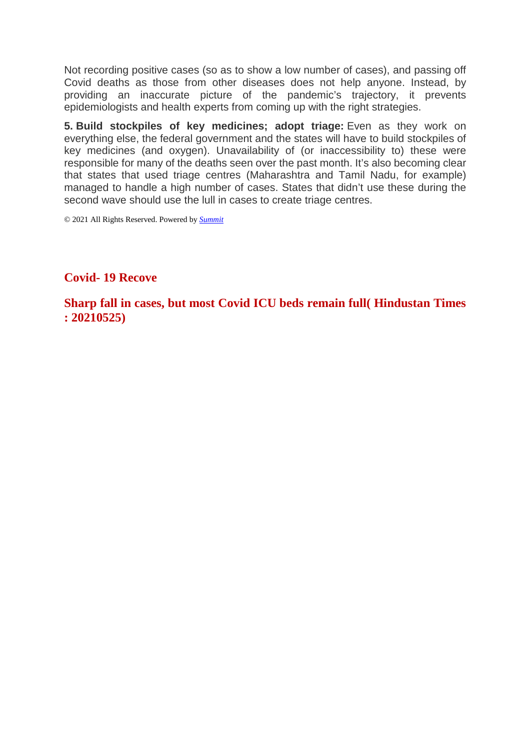Not recording positive cases (so as to show a low number of cases), and passing off Covid deaths as those from other diseases does not help anyone. Instead, by providing an inaccurate picture of the pandemic's trajectory, it prevents epidemiologists and health experts from coming up with the right strategies.

**5. Build stockpiles of key medicines; adopt triage:** Even as they work on everything else, the federal government and the states will have to build stockpiles of key medicines (and oxygen). Unavailability of (or inaccessibility to) these were responsible for many of the deaths seen over the past month. It's also becoming clear that states that used triage centres (Maharashtra and Tamil Nadu, for example) managed to handle a high number of cases. States that didn't use these during the second wave should use the lull in cases to create triage centres.

© 2021 All Rights Reserved. Powered by *Summit*

## Covid- 19 Recove

## Sharp fall in cases, but most Covid ICU beds remain full( Hindustan Times : 20210525)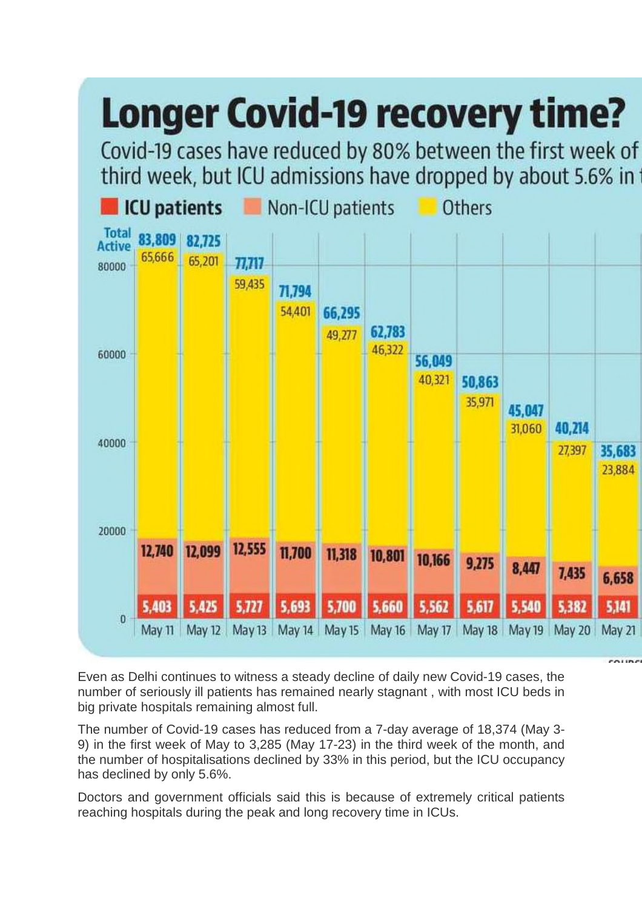# Longer Covid-19 recovery time?

Covid-19 cases have reduced by 80% between the first week of third week, but ICU admissions have dropped by about 5.6% in t

| Date | Total Active | Others | Non-ICU patients | ICU patients |
| --- | --- | --- | --- | --- |
| May 11 | 83,809 | 65,666 | 12,740 | 5,403 |
| May 12 | 82,725 | 65,201 | 12,099 | 5,425 |
| May 13 | 77,717 | 59,435 | 12,555 | 5,727 |
| May 14 | 71,794 | 54,401 | 11,700 | 5,693 |
| May 15 | 66,295 | 49,277 | 11,318 | 5,700 |
| May 16 | 62,783 | 46,322 | 10,801 | 5,660 |
| May 17 | 56,049 | 40,321 | 10,166 | 5,562 |
| May 18 | 50,863 | 35,971 | 9,275 | 5,617 |
| May 19 | 45,047 | 31,060 | 8,447 | 5,540 |
| May 20 | 40,214 | 27,397 | 7,435 | 5,382 |
| May 21 | 35,683 | 23,884 | 6,658 | 5,141 |

Even as Delhi continues to witness a steady decline of daily new Covid-19 cases, the number of seriously ill patients has remained nearly stagnant , with most ICU beds in big private hospitals remaining almost full.

The number of Covid-19 cases has reduced from a 7-day average of 18,374 (May 3-9) in the first week of May to 3,285 (May 17-23) in the third week of the month, and the number of hospitalisations declined by 33% in this period, but the ICU occupancy has declined by only 5.6%.

Doctors and government officials said this is because of extremely critical patients reaching hospitals during the peak and long recovery time in ICUs.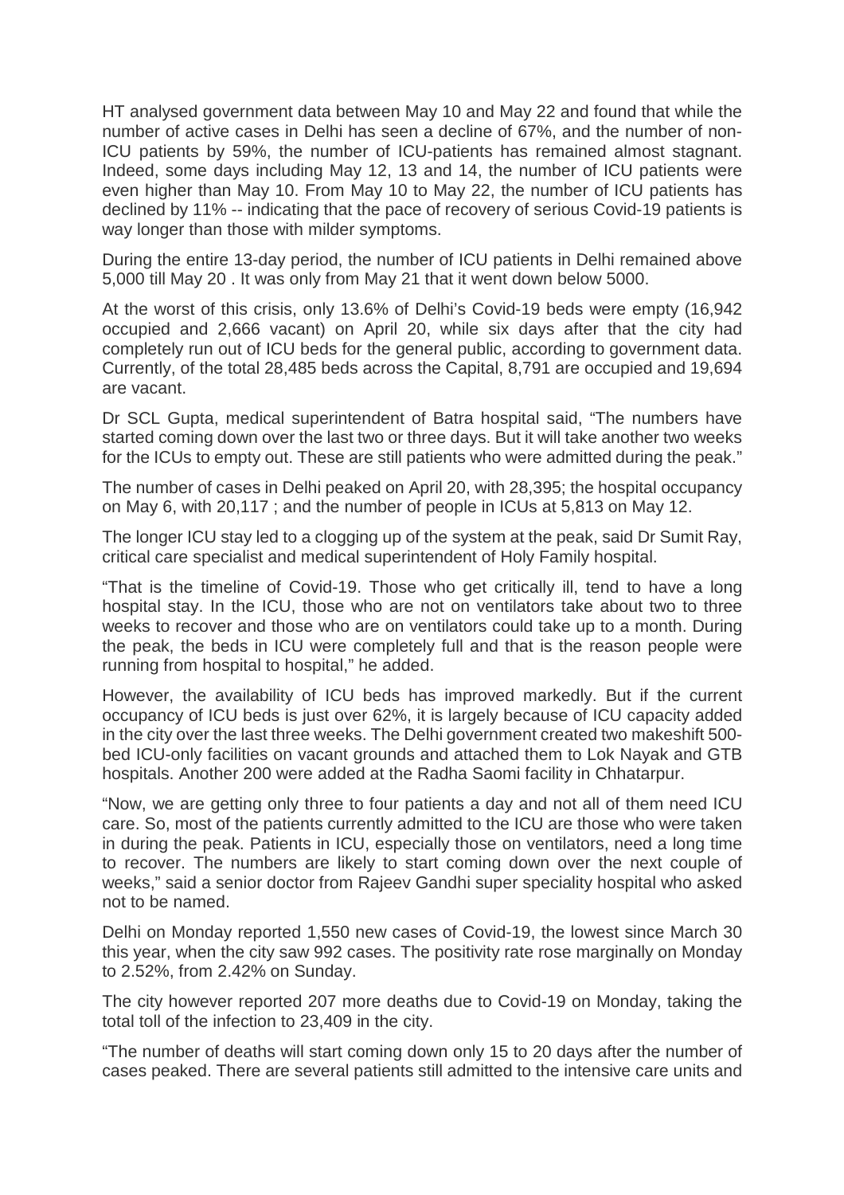HT analysed government data between May 10 and May 22 and found that while the number of active cases in Delhi has seen a decline of 67%, and the number of non-ICU patients by 59%, the number of ICU-patients has remained almost stagnant. Indeed, some days including May 12, 13 and 14, the number of ICU patients were even higher than May 10. From May 10 to May 22, the number of ICU patients has declined by 11% -- indicating that the pace of recovery of serious Covid-19 patients is way longer than those with milder symptoms.

During the entire 13-day period, the number of ICU patients in Delhi remained above 5,000 till May 20 . It was only from May 21 that it went down below 5000.

At the worst of this crisis, only 13.6% of Delhi's Covid-19 beds were empty (16,942 occupied and 2,666 vacant) on April 20, while six days after that the city had completely run out of ICU beds for the general public, according to government data. Currently, of the total 28,485 beds across the Capital, 8,791 are occupied and 19,694 are vacant.

Dr SCL Gupta, medical superintendent of Batra hospital said, "The numbers have started coming down over the last two or three days. But it will take another two weeks for the ICUs to empty out. These are still patients who were admitted during the peak."

The number of cases in Delhi peaked on April 20, with 28,395; the hospital occupancy on May 6, with 20,117 ; and the number of people in ICUs at 5,813 on May 12.

The longer ICU stay led to a clogging up of the system at the peak, said Dr Sumit Ray, critical care specialist and medical superintendent of Holy Family hospital.

"That is the timeline of Covid-19. Those who get critically ill, tend to have a long hospital stay. In the ICU, those who are not on ventilators take about two to three weeks to recover and those who are on ventilators could take up to a month. During the peak, the beds in ICU were completely full and that is the reason people were running from hospital to hospital," he added.

However, the availability of ICU beds has improved markedly. But if the current occupancy of ICU beds is just over 62%, it is largely because of ICU capacity added in the city over the last three weeks. The Delhi government created two makeshift 500-bed ICU-only facilities on vacant grounds and attached them to Lok Nayak and GTB hospitals. Another 200 were added at the Radha Saomi facility in Chhatarpur.

"Now, we are getting only three to four patients a day and not all of them need ICU care. So, most of the patients currently admitted to the ICU are those who were taken in during the peak. Patients in ICU, especially those on ventilators, need a long time to recover. The numbers are likely to start coming down over the next couple of weeks," said a senior doctor from Rajeev Gandhi super speciality hospital who asked not to be named.

Delhi on Monday reported 1,550 new cases of Covid-19, the lowest since March 30 this year, when the city saw 992 cases. The positivity rate rose marginally on Monday to 2.52%, from 2.42% on Sunday.

The city however reported 207 more deaths due to Covid-19 on Monday, taking the total toll of the infection to 23,409 in the city.

"The number of deaths will start coming down only 15 to 20 days after the number of cases peaked. There are several patients still admitted to the intensive care units and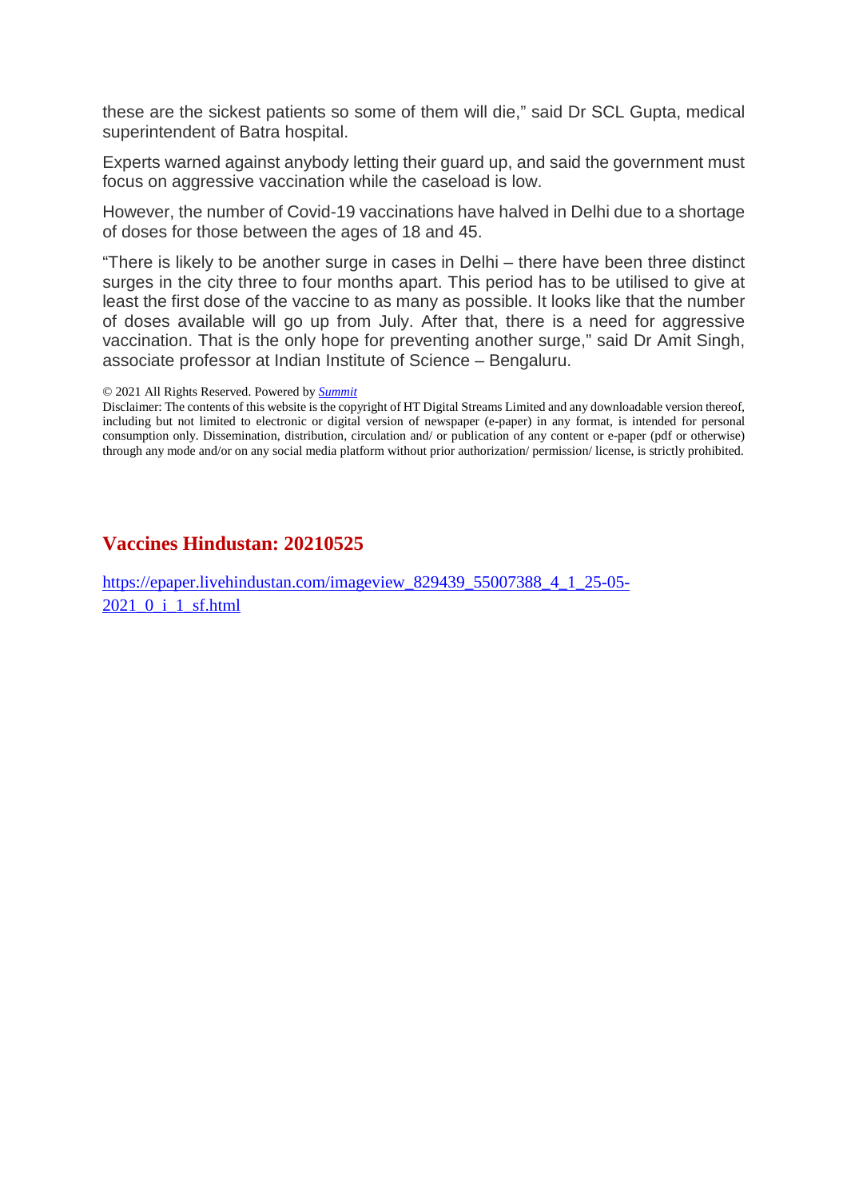these are the sickest patients so some of them will die," said Dr SCL Gupta, medical superintendent of Batra hospital.

Experts warned against anybody letting their guard up, and said the government must focus on aggressive vaccination while the caseload is low.

However, the number of Covid-19 vaccinations have halved in Delhi due to a shortage of doses for those between the ages of 18 and 45.

"There is likely to be another surge in cases in Delhi – there have been three distinct surges in the city three to four months apart. This period has to be utilised to give at least the first dose of the vaccine to as many as possible. It looks like that the number of doses available will go up from July. After that, there is a need for aggressive vaccination. That is the only hope for preventing another surge," said Dr Amit Singh, associate professor at Indian Institute of Science – Bengaluru.

© 2021 All Rights Reserved. Powered by *Summit*

Disclaimer: The contents of this website is the copyright of HT Digital Streams Limited and any downloadable version thereof, including but not limited to electronic or digital version of newspaper (e-paper) in any format, is intended for personal consumption only. Dissemination, distribution, circulation and/ or publication of any content or e-paper (pdf or otherwise) through any mode and/or on any social media platform without prior authorization/ permission/ license, is strictly prohibited.

## Vaccines Hindustan: 20210525

https://epaper.livehindustan.com/imageview_829439_55007388_4_1_25-05-2021_0_i_1_sf.html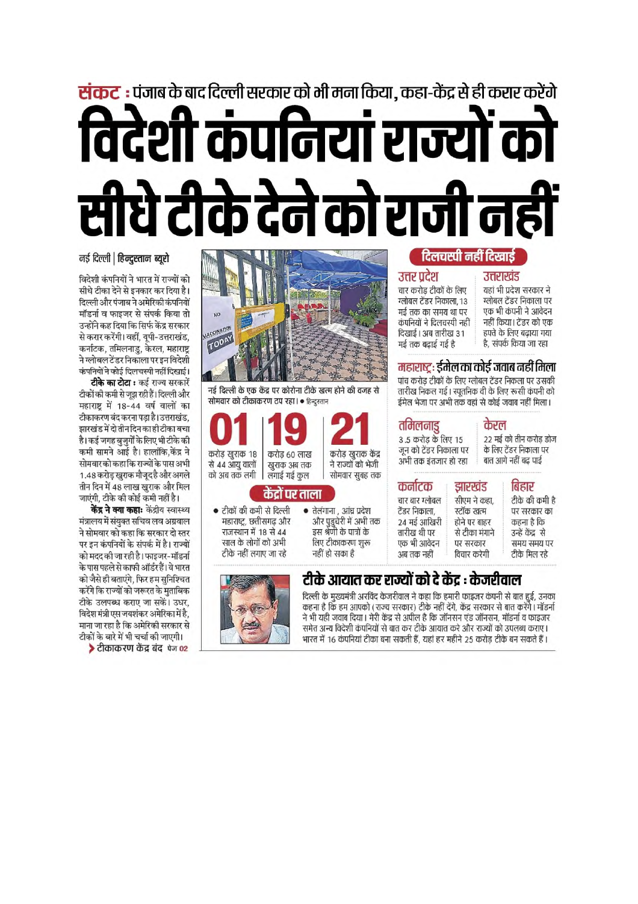**संकट :** पंजाब के बाद दिल्ली सरकार को भी मना किया, कहा-केंद्र से ही करार करेंगे

# विदेशी कंपनियां राज्यों को सीधे टीके देने को राजी नहीं

नई दिल्ली | हिन्दुस्तान ब्यूरो

विदेशी कंपनियों ने भारत में राज्यों को सीधे टीका देने से इनकार कर दिया है। दिल्ली और पंजाब ने अमेरिकी कंपनियों मॉडर्ना व फाइजर से संपर्क किया तो उन्होंने कह दिया कि सिर्फ केंद्र सरकार से करार करेंगे। वहीं, यूपी-उत्तराखंड, कर्नाटक, तमिलनाडु, केरल, महाराष्ट्र ने ग्लोबल टेंडर निकाला पर इन विदेशी कंपनियों ने कोई दिलचस्पी नहीं दिखाई।

**टीके का टोटा :** कई राज्य सरकारें टीकों की कमी से जूझ रही हैं। दिल्ली और महाराष्ट्र में 18-44 वर्ष वालों का टीकाकरण बंद करना पड़ा है। उत्तराखंड, झारखंड में दो तीन दिन का ही टीका बचा है। कई जगह बुजुर्गों के लिए भी टीके की कमी सामने आई है। हालांकि, केंद्र ने सोमवार को कहा कि राज्यों के पास अभी 1.48 करोड़ खुराक मौजूद है और अगले तीन दिन में 48 लाख खुराक और मिल जाएंगी, टीके की कोई कमी नहीं है।

**केंद्र ने क्या कहा:** केंद्रीय स्वास्थ्य मंत्रालय में संयुक्त सचिव लव अग्रवाल ने सोमवार को कहा कि सरकार दो स्तर पर इन कंपनियों के संपर्क में है। राज्यों को मदद की जा रही है। फाइजर-मॉडर्ना के पास पहले से काफी ऑर्डर हैं। वे भारत को जैसे ही बताएंगे, फिर हम सुनिश्चित करेंगे कि राज्यों को जरूरत के मुताबिक टीके उपलब्ध कराए जा सकें। उधर, विदेश मंत्री एस जयशंकर अमेरिका में है, माना जा रहा है कि अमेरिकी सरकार से टीकों के बारे में भी चर्चा की जाएगी।

➤ टीकाकरण केंद्र बंद पेज 02

नई दिल्ली के एक केंद्र पर कोरोना टीके खत्म होने की वजह से सोमवार को टीकाकरण ठप रहा। ● हिन्दुस्तान

**01** करोड़ खुराक 18 से 44 आयु वालों को अब तक लगी

**19** करोड़ 60 लाख खुराक अब तक लगाई गई कुल

**21** करोड़ खुराक केंद्र ने राज्यों को भेजी सोमवार सुबह तक

## केंद्रों पर ताला

- टीकों की कमी से दिल्ली महाराष्ट्र, छत्तीसगढ़ और राजस्थान में 18 से 44 साल के लोगों को अभी टीके नहीं लगाए जा रहे
- तेलंगाना, आंध्र प्रदेश और पुडुचेरी में अभी तक इस श्रेणी के पात्रों के लिए टीकाकरण शुरू नहीं हो सका है

## दिलचस्पी नहीं दिखाई

### उत्तर प्रदेश
चार करोड़ टीकों के लिए ग्लोबल टेंडर निकाला, 13 मई तक का समय था पर कंपनियों ने दिलचस्पी नहीं दिखाई। अब तारीख 31 मई तक बढ़ाई गई है

### उत्तराखंड
यहां भी प्रदेश सरकार ने ग्लोबल टेंडर निकाला पर एक भी कंपनी ने आवेदन नहीं किया। टेंडर को एक हफ्ते के लिए बढ़ाया गया है, संपर्क किया जा रहा

### महाराष्ट्र: ईमेल का कोई जवाब नहीं मिला
पांच करोड़ टीकों के लिए ग्लोबल टेंडर निकला पर उसकी तारीख निकल गई। स्पूतनिक वी के लिए रूसी कंपनी को ईमेल भेजा पर अभी तक वहां से कोई जवाब नहीं मिला।

### तमिलनाडु
3.5 करोड़ के लिए 15 जून को टेंडर निकाला पर अभी तक इंतजार हो रहा

### केरल
22 मई को तीन करोड़ डोज के लिए टेंडर निकाला पर बात आगे नहीं बढ़ पाई

### कर्नाटक
चार बार ग्लोबल टेंडर निकाला, 24 मई आखिरी तारीख थी पर एक भी आवेदन अब तक नहीं

### झारखंड
सीएम ने कहा, स्टॉक खत्म होने पर बाहर से टीका मंगाने पर सरकार विचार करेगी

### बिहार
टीके की कमी है पर सरकार का कहना है कि उन्हें केंद्र से समय समय पर टीके मिल रहे

## टीके आयात कर राज्यों को दे केंद्र : केजरीवाल

दिल्ली के मुख्यमंत्री अरविंद केजरीवाल ने कहा कि हमारी फाइजर कंपनी से बात हुई, उनका कहना है कि हम आपको (राज्य सरकार) टीके नहीं देंगे, केंद्र सरकार से बात करेंगे। मॉडर्ना ने भी यही जवाब दिया। मेरी केंद्र से अपील है कि जॉनसन एंड जॉनसन, मॉडर्ना व फाइजर समेत अन्य विदेशी कंपनियों से बात कर टीके आयात करे और राज्यों को उपलब्ध कराए। भारत में 16 कंपनियां टीका बना सकती हैं, यहां हर महीने 25 करोड़ टीके बन सकते हैं।